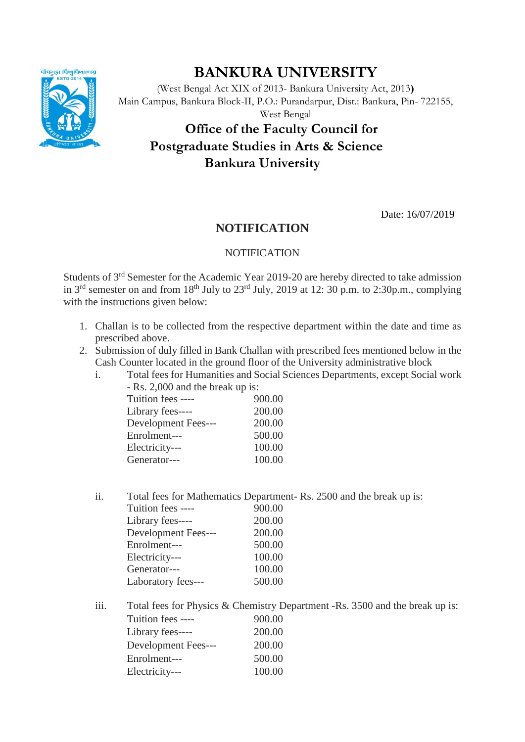# BANKURA UNIVERSITY

(West Bengal Act XIX of 2013- Bankura University Act, 2013)
Main Campus, Bankura Block-II, P.O.: Purandarpur, Dist.: Bankura, Pin- 722155, West Bengal

## Office of the Faculty Council for Postgraduate Studies in Arts & Science Bankura University

Date: 16/07/2019

## NOTIFICATION

NOTIFICATION

Students of 3rd Semester for the Academic Year 2019-20 are hereby directed to take admission in 3rd semester on and from 18th July to 23rd July, 2019 at 12: 30 p.m. to 2:30p.m., complying with the instructions given below:

1. Challan is to be collected from the respective department within the date and time as prescribed above.
2. Submission of duly filled in Bank Challan with prescribed fees mentioned below in the Cash Counter located in the ground floor of the University administrative block
   i. Total fees for Humanities and Social Sciences Departments, except Social work - Rs. 2,000 and the break up is:

      | | |
      |---|---|
      | Tuition fees ---- | 900.00 |
      | Library fees---- | 200.00 |
      | Development Fees--- | 200.00 |
      | Enrolment--- | 500.00 |
      | Electricity--- | 100.00 |
      | Generator--- | 100.00 |

   ii. Total fees for Mathematics Department- Rs. 2500 and the break up is:

      | | |
      |---|---|
      | Tuition fees ---- | 900.00 |
      | Library fees---- | 200.00 |
      | Development Fees--- | 200.00 |
      | Enrolment--- | 500.00 |
      | Electricity--- | 100.00 |
      | Generator--- | 100.00 |
      | Laboratory fees--- | 500.00 |

   iii. Total fees for Physics & Chemistry Department -Rs. 3500 and the break up is:

      | | |
      |---|---|
      | Tuition fees ---- | 900.00 |
      | Library fees---- | 200.00 |
      | Development Fees--- | 200.00 |
      | Enrolment--- | 500.00 |
      | Electricity--- | 100.00 |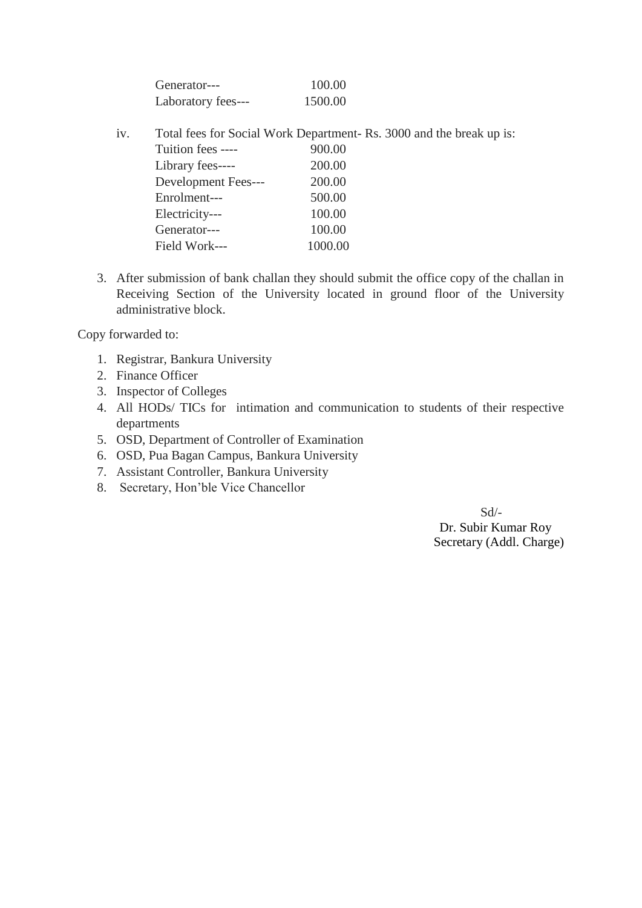Generator--- 100.00
Laboratory fees--- 1500.00

iv. Total fees for Social Work Department- Rs. 3000 and the break up is:

| | |
|---|---|
| Tuition fees ---- | 900.00 |
| Library fees---- | 200.00 |
| Development Fees--- | 200.00 |
| Enrolment--- | 500.00 |
| Electricity--- | 100.00 |
| Generator--- | 100.00 |
| Field Work--- | 1000.00 |

3. After submission of bank challan they should submit the office copy of the challan in Receiving Section of the University located in ground floor of the University administrative block.

Copy forwarded to:

1. Registrar, Bankura University
2. Finance Officer
3. Inspector of Colleges
4. All HODs/ TICs for intimation and communication to students of their respective departments
5. OSD, Department of Controller of Examination
6. OSD, Pua Bagan Campus, Bankura University
7. Assistant Controller, Bankura University
8. Secretary, Hon'ble Vice Chancellor

Sd/-
Dr. Subir Kumar Roy
Secretary (Addl. Charge)